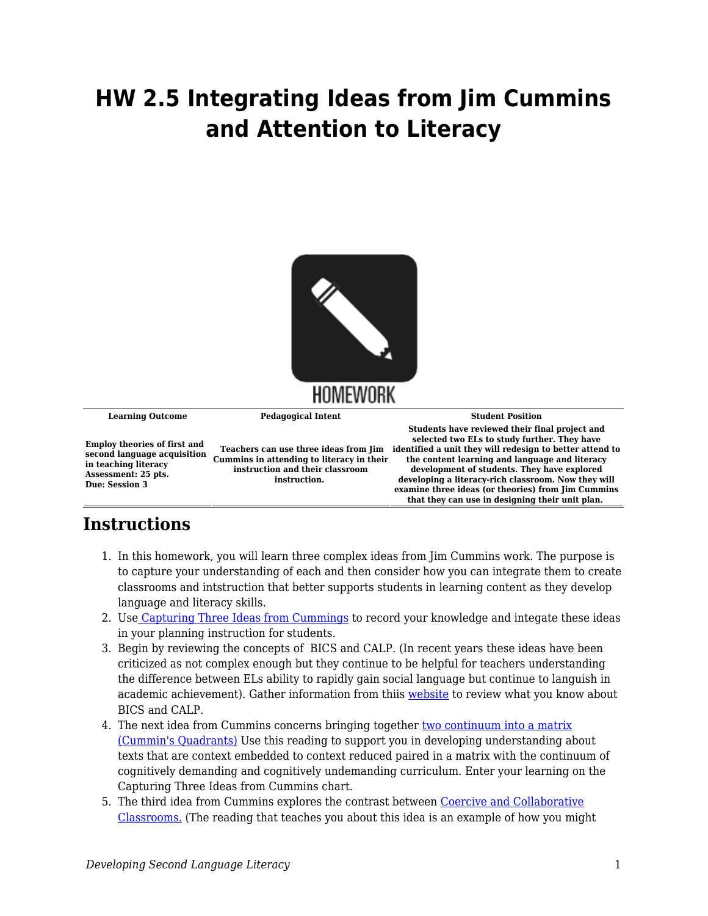# HW 2.5 Integrating Ideas from Jim Cummins and Attention to Literacy

| Learning Outcome | Pedagogical Intent | Student Position |
| --- | --- | --- |
| **Employ theories of first and second language acquisition in teaching literacy Assessment: 25 pts. Due: Session 3** | **Teachers can use three ideas from Jim Cummins in attending to literacy in their instruction and their classroom instruction.** | **Students have reviewed their final project and selected two ELs to study further. They have identified a unit they will redesign to better attend to the content learning and language and literacy development of students. They have explored developing a literacy-rich classroom. Now they will examine three ideas (or theories) from Jim Cummins that they can use in designing their unit plan.** |

## Instructions

1. In this homework, you will learn three complex ideas from Jim Cummins work. The purpose is to capture your understanding of each and then consider how you can integrate them to create classrooms and intstruction that better supports students in learning content as they develop language and literacy skills.
2. Use Capturing Three Ideas from Cummings to record your knowledge and integate these ideas in your planning instruction for students.
3. Begin by reviewing the concepts of BICS and CALP. (In recent years these ideas have been criticized as not complex enough but they continue to be helpful for teachers understanding the difference between ELs ability to rapidly gain social language but continue to languish in academic achievement). Gather information from thiis website to review what you know about BICS and CALP.
4. The next idea from Cummins concerns bringing together two continuum into a matrix (Cummin's Quadrants) Use this reading to support you in developing understanding about texts that are context embedded to context reduced paired in a matrix with the continuum of cognitively demanding and cognitively undemanding curriculum. Enter your learning on the Capturing Three Ideas from Cummins chart.
5. The third idea from Cummins explores the contrast between Coercive and Collaborative Classrooms. (The reading that teaches you about this idea is an example of how you might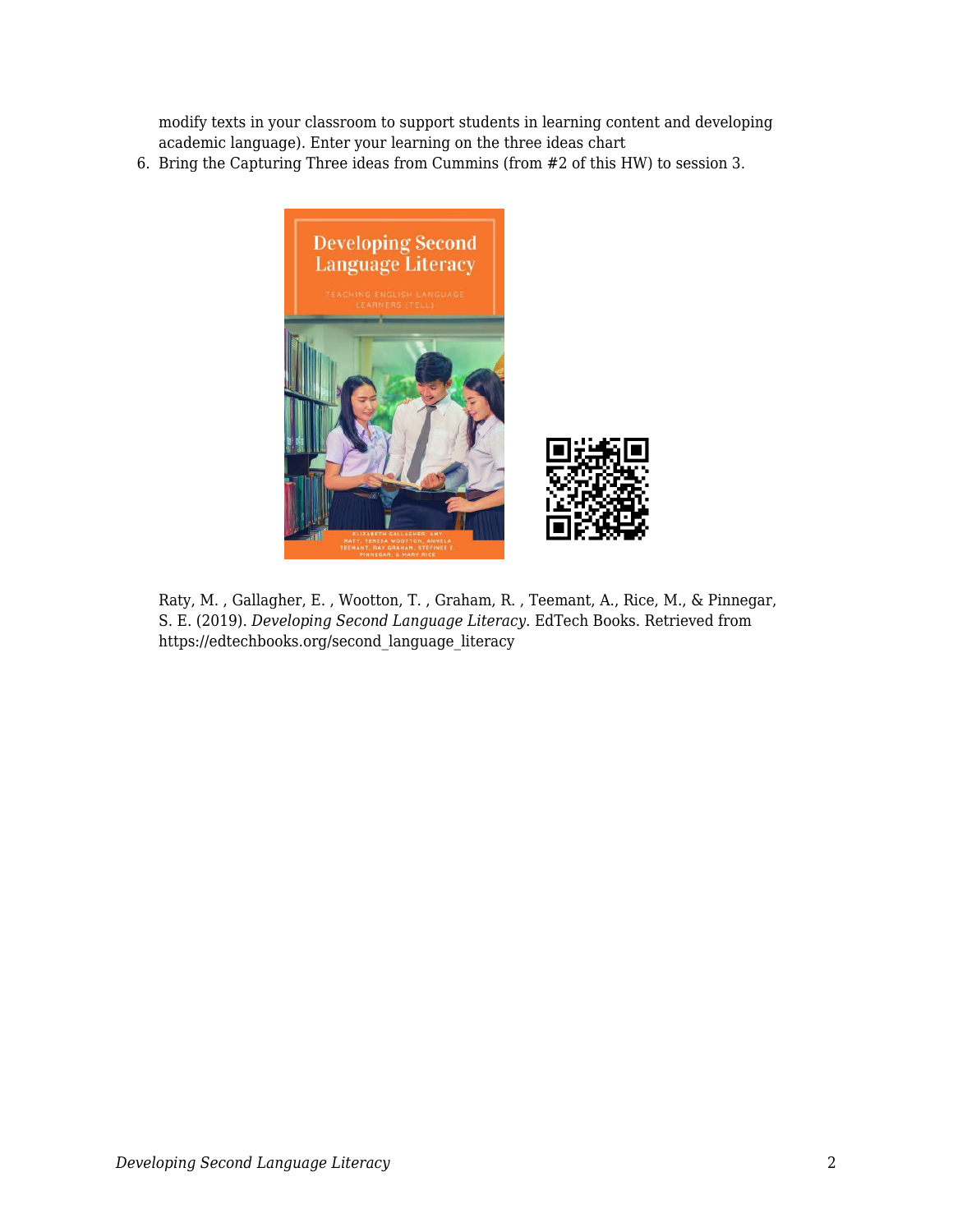modify texts in your classroom to support students in learning content and developing academic language). Enter your learning on the three ideas chart

6. Bring the Capturing Three ideas from Cummins (from #2 of this HW) to session 3.

Raty, M. , Gallagher, E. , Wootton, T. , Graham, R. , Teemant, A., Rice, M., & Pinnegar, S. E. (2019). *Developing Second Language Literacy*. EdTech Books. Retrieved from https://edtechbooks.org/second_language_literacy